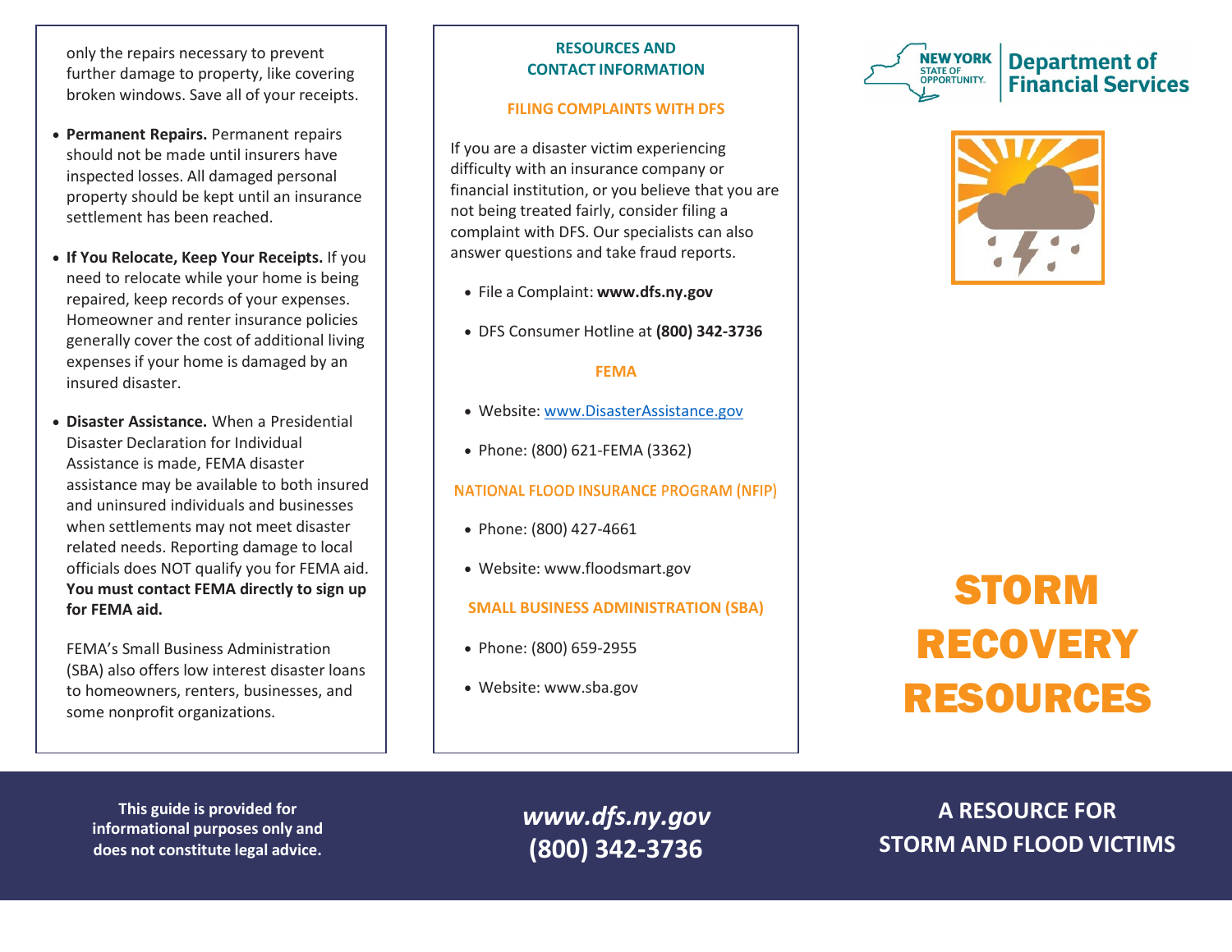only the repairs necessary to prevent further damage to property, like covering broken windows. Save all of your receipts.

- **Permanent Repairs.** Permanent repairs should not be made until insurers have inspected losses. All damaged personal property should be kept until an insurance settlement has been reached.

- **If You Relocate, Keep Your Receipts.** If you need to relocate while your home is being repaired, keep records of your expenses. Homeowner and renter insurance policies generally cover the cost of additional living expenses if your home is damaged by an insured disaster.

- **Disaster Assistance.** When a Presidential Disaster Declaration for Individual Assistance is made, FEMA disaster assistance may be available to both insured and uninsured individuals and businesses when settlements may not meet disaster related needs. Reporting damage to local officials does NOT qualify you for FEMA aid. **You must contact FEMA directly to sign up for FEMA aid.**

  FEMA's Small Business Administration (SBA) also offers low interest disaster loans to homeowners, renters, businesses, and some nonprofit organizations.

## RESOURCES AND CONTACT INFORMATION

### FILING COMPLAINTS WITH DFS

If you are a disaster victim experiencing difficulty with an insurance company or financial institution, or you believe that you are not being treated fairly, consider filing a complaint with DFS. Our specialists can also answer questions and take fraud reports.

- File a Complaint: **www.dfs.ny.gov**
- DFS Consumer Hotline at **(800) 342-3736**

### FEMA

- Website: www.DisasterAssistance.gov
- Phone: (800) 621-FEMA (3362)

### NATIONAL FLOOD INSURANCE PROGRAM (NFIP)

- Phone: (800) 427-4661
- Website: www.floodsmart.gov

### SMALL BUSINESS ADMINISTRATION (SBA)

- Phone: (800) 659-2955
- Website: www.sba.gov

NEW YORK STATE OF OPPORTUNITY. **Department of Financial Services**

# STORM RECOVERY RESOURCES

**This guide is provided for informational purposes only and does not constitute legal advice.**

***www.dfs.ny.gov***
**(800) 342-3736**

**A RESOURCE FOR STORM AND FLOOD VICTIMS**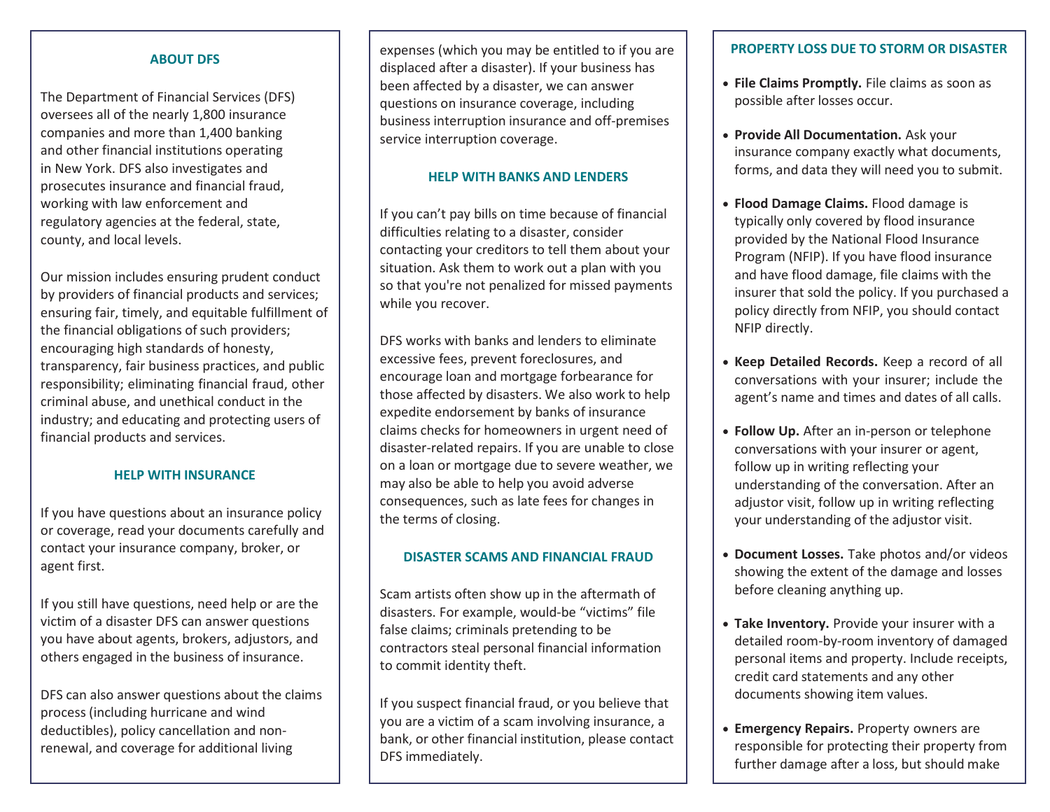## ABOUT DFS

The Department of Financial Services (DFS) oversees all of the nearly 1,800 insurance companies and more than 1,400 banking and other financial institutions operating in New York. DFS also investigates and prosecutes insurance and financial fraud, working with law enforcement and regulatory agencies at the federal, state, county, and local levels.

Our mission includes ensuring prudent conduct by providers of financial products and services; ensuring fair, timely, and equitable fulfillment of the financial obligations of such providers; encouraging high standards of honesty, transparency, fair business practices, and public responsibility; eliminating financial fraud, other criminal abuse, and unethical conduct in the industry; and educating and protecting users of financial products and services.

## HELP WITH INSURANCE

If you have questions about an insurance policy or coverage, read your documents carefully and contact your insurance company, broker, or agent first.

If you still have questions, need help or are the victim of a disaster DFS can answer questions you have about agents, brokers, adjustors, and others engaged in the business of insurance.

DFS can also answer questions about the claims process (including hurricane and wind deductibles), policy cancellation and non-renewal, and coverage for additional living expenses (which you may be entitled to if you are displaced after a disaster). If your business has been affected by a disaster, we can answer questions on insurance coverage, including business interruption insurance and off-premises service interruption coverage.

## HELP WITH BANKS AND LENDERS

If you can't pay bills on time because of financial difficulties relating to a disaster, consider contacting your creditors to tell them about your situation. Ask them to work out a plan with you so that you're not penalized for missed payments while you recover.

DFS works with banks and lenders to eliminate excessive fees, prevent foreclosures, and encourage loan and mortgage forbearance for those affected by disasters. We also work to help expedite endorsement by banks of insurance claims checks for homeowners in urgent need of disaster-related repairs. If you are unable to close on a loan or mortgage due to severe weather, we may also be able to help you avoid adverse consequences, such as late fees for changes in the terms of closing.

## DISASTER SCAMS AND FINANCIAL FRAUD

Scam artists often show up in the aftermath of disasters. For example, would-be "victims" file false claims; criminals pretending to be contractors steal personal financial information to commit identity theft.

If you suspect financial fraud, or you believe that you are a victim of a scam involving insurance, a bank, or other financial institution, please contact DFS immediately.

## PROPERTY LOSS DUE TO STORM OR DISASTER

- **File Claims Promptly.** File claims as soon as possible after losses occur.
- **Provide All Documentation.** Ask your insurance company exactly what documents, forms, and data they will need you to submit.
- **Flood Damage Claims.** Flood damage is typically only covered by flood insurance provided by the National Flood Insurance Program (NFIP). If you have flood insurance and have flood damage, file claims with the insurer that sold the policy. If you purchased a policy directly from NFIP, you should contact NFIP directly.
- **Keep Detailed Records.** Keep a record of all conversations with your insurer; include the agent's name and times and dates of all calls.
- **Follow Up.** After an in-person or telephone conversations with your insurer or agent, follow up in writing reflecting your understanding of the conversation. After an adjustor visit, follow up in writing reflecting your understanding of the adjustor visit.
- **Document Losses.** Take photos and/or videos showing the extent of the damage and losses before cleaning anything up.
- **Take Inventory.** Provide your insurer with a detailed room-by-room inventory of damaged personal items and property. Include receipts, credit card statements and any other documents showing item values.
- **Emergency Repairs.** Property owners are responsible for protecting their property from further damage after a loss, but should make